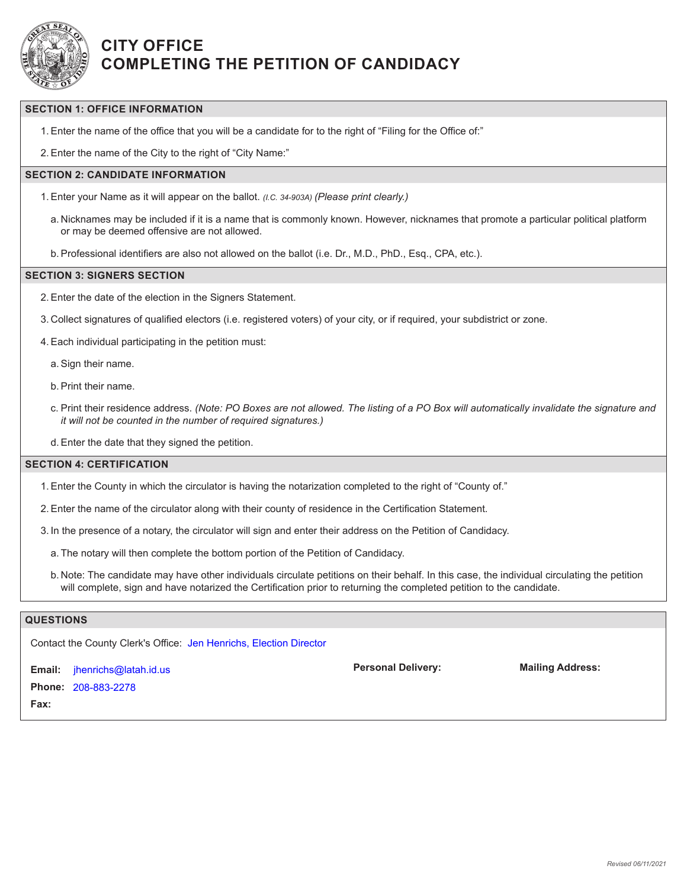# CITY OFFICE
# COMPLETING THE PETITION OF CANDIDACY

## SECTION 1: OFFICE INFORMATION

1. Enter the name of the office that you will be a candidate for to the right of "Filing for the Office of:"
2. Enter the name of the City to the right of "City Name:"

## SECTION 2: CANDIDATE INFORMATION

1. Enter your Name as it will appear on the ballot. *(I.C. 34-903A)* *(Please print clearly.)*
   a. Nicknames may be included if it is a name that is commonly known. However, nicknames that promote a particular political platform or may be deemed offensive are not allowed.
   b. Professional identifiers are also not allowed on the ballot (i.e. Dr., M.D., PhD., Esq., CPA, etc.).

## SECTION 3: SIGNERS SECTION

2. Enter the date of the election in the Signers Statement.
3. Collect signatures of qualified electors (i.e. registered voters) of your city, or if required, your subdistrict or zone.
4. Each individual participating in the petition must:
   a. Sign their name.
   b. Print their name.
   c. Print their residence address. *(Note: PO Boxes are not allowed. The listing of a PO Box will automatically invalidate the signature and it will not be counted in the number of required signatures.)*
   d. Enter the date that they signed the petition.

## SECTION 4: CERTIFICATION

1. Enter the County in which the circulator is having the notarization completed to the right of "County of."
2. Enter the name of the circulator along with their county of residence in the Certification Statement.
3. In the presence of a notary, the circulator will sign and enter their address on the Petition of Candidacy.
   a. The notary will then complete the bottom portion of the Petition of Candidacy.
   b. Note: The candidate may have other individuals circulate petitions on their behalf. In this case, the individual circulating the petition will complete, sign and have notarized the Certification prior to returning the completed petition to the candidate.

## QUESTIONS

Contact the County Clerk's Office: Jen Henrichs, Election Director

**Email:** jhenrichs@latah.id.us

**Phone:** 208-883-2278

**Fax:**

**Personal Delivery:**

**Mailing Address:**

*Revised 06/11/2021*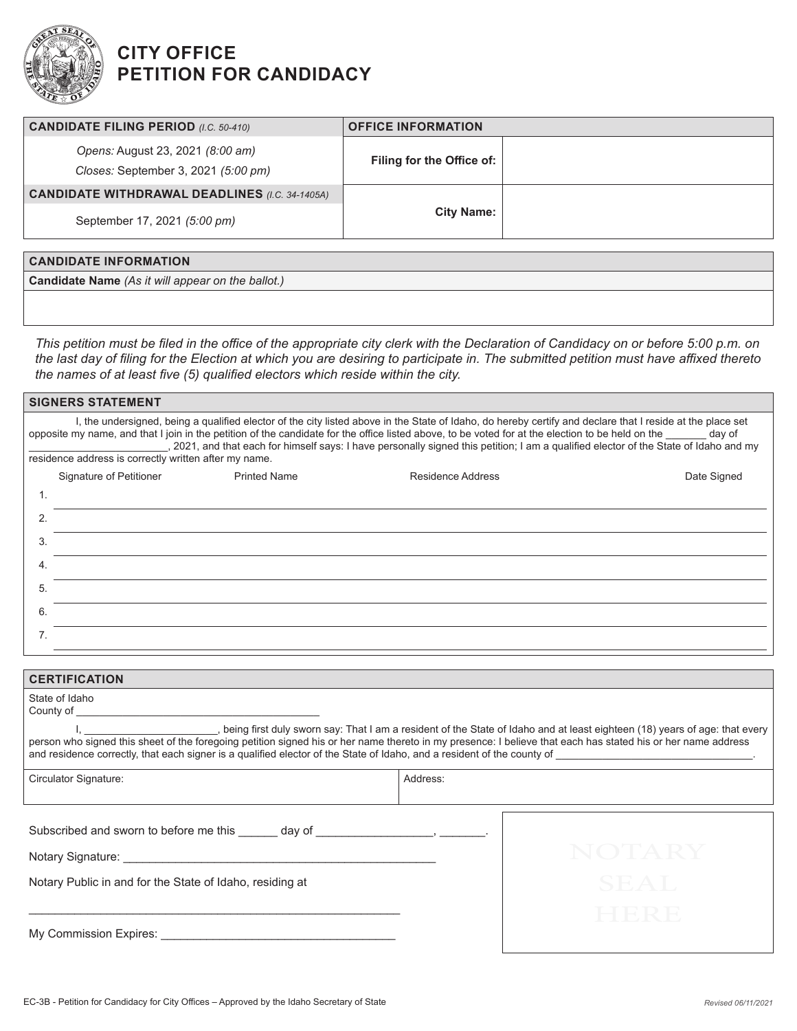# CITY OFFICE PETITION FOR CANDIDACY

| CANDIDATE FILING PERIOD *(I.C. 50-410)* | OFFICE INFORMATION | |
|---|---|---|
| *Opens:* August 23, 2021 *(8:00 am)*<br>*Closes:* September 3, 2021 *(5:00 pm)* | **Filing for the Office of:** | |
| **CANDIDATE WITHDRAWAL DEADLINES** *(I.C. 34-1405A)*<br>September 17, 2021 *(5:00 pm)* | **City Name:** | |

| CANDIDATE INFORMATION |
|---|
| **Candidate Name** *(As it will appear on the ballot.)* |
| |

*This petition must be filed in the office of the appropriate city clerk with the Declaration of Candidacy on or before 5:00 p.m. on the last day of filing for the Election at which you are desiring to participate in. The submitted petition must have affixed thereto the names of at least five (5) qualified electors which reside within the city.*

## SIGNERS STATEMENT

I, the undersigned, being a qualified elector of the city listed above in the State of Idaho, do hereby certify and declare that I reside at the place set opposite my name, and that I join in the petition of the candidate for the office listed above, to be voted for at the election to be held on the _______ day of ________________________, 2021, and that each for himself says: I have personally signed this petition; I am a qualified elector of the State of Idaho and my residence address is correctly written after my name.

| | Signature of Petitioner | Printed Name | Residence Address | Date Signed |
|---|---|---|---|---|
| 1. | | | | |
| 2. | | | | |
| 3. | | | | |
| 4. | | | | |
| 5. | | | | |
| 6. | | | | |
| 7. | | | | |

## CERTIFICATION

State of Idaho
County of ________________________________________

I, ______________________, being first duly sworn say: That I am a resident of the State of Idaho and at least eighteen (18) years of age: that every person who signed this sheet of the foregoing petition signed his or her name thereto in my presence: I believe that each has stated his or her name address and residence correctly, that each signer is a qualified elector of the State of Idaho, and a resident of the county of _________________________________.

| Circulator Signature: | Address: |
|---|---|
| | |

Subscribed and sworn to before me this ______ day of _________________, _______.

Notary Signature: _______________________________________________

Notary Public in and for the State of Idaho, residing at

________________________________________________________

My Commission Expires: ___________________________________

NOTARY SEAL HERE

EC-3B - Petition for Candidacy for City Offices – Approved by the Idaho Secretary of State

*Revised 06/11/2021*